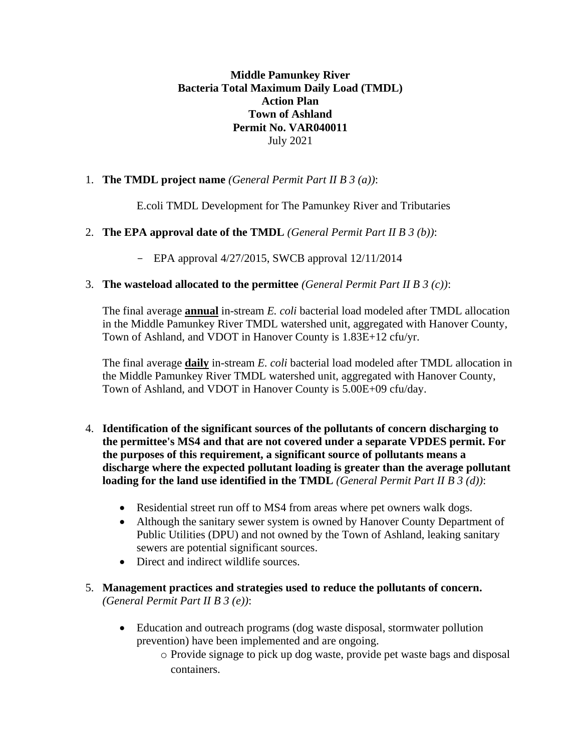**Middle Pamunkey River**
**Bacteria Total Maximum Daily Load (TMDL)**
**Action Plan**
**Town of Ashland**
**Permit No. VAR040011**
July 2021

1. **The TMDL project name** *(General Permit Part II B 3 (a))*:

    E.coli TMDL Development for The Pamunkey River and Tributaries

2. **The EPA approval date of the TMDL** *(General Permit Part II B 3 (b))*:

    - EPA approval 4/27/2015, SWCB approval 12/11/2014

3. **The wasteload allocated to the permittee** *(General Permit Part II B 3 (c))*:

    The final average <u>**annual**</u> in-stream *E. coli* bacterial load modeled after TMDL allocation in the Middle Pamunkey River TMDL watershed unit, aggregated with Hanover County, Town of Ashland, and VDOT in Hanover County is 1.83E+12 cfu/yr.

    The final average <u>**daily**</u> in-stream *E. coli* bacterial load modeled after TMDL allocation in the Middle Pamunkey River TMDL watershed unit, aggregated with Hanover County, Town of Ashland, and VDOT in Hanover County is 5.00E+09 cfu/day.

4. **Identification of the significant sources of the pollutants of concern discharging to the permittee's MS4 and that are not covered under a separate VPDES permit. For the purposes of this requirement, a significant source of pollutants means a discharge where the expected pollutant loading is greater than the average pollutant loading for the land use identified in the TMDL** *(General Permit Part II B 3 (d))*:

    - Residential street run off to MS4 from areas where pet owners walk dogs.
    - Although the sanitary sewer system is owned by Hanover County Department of Public Utilities (DPU) and not owned by the Town of Ashland, leaking sanitary sewers are potential significant sources.
    - Direct and indirect wildlife sources.

5. **Management practices and strategies used to reduce the pollutants of concern.** *(General Permit Part II B 3 (e))*:

    - Education and outreach programs (dog waste disposal, stormwater pollution prevention) have been implemented and are ongoing.
        - Provide signage to pick up dog waste, provide pet waste bags and disposal containers.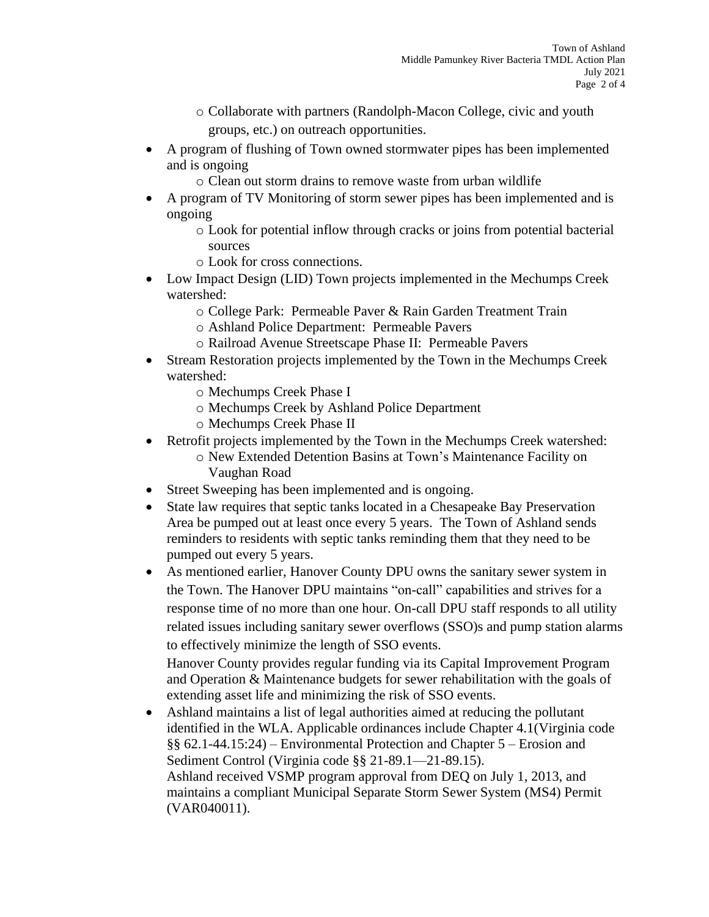- Collaborate with partners (Randolph-Macon College, civic and youth groups, etc.) on outreach opportunities.
- A program of flushing of Town owned stormwater pipes has been implemented and is ongoing
  - Clean out storm drains to remove waste from urban wildlife
- A program of TV Monitoring of storm sewer pipes has been implemented and is ongoing
  - Look for potential inflow through cracks or joins from potential bacterial sources
  - Look for cross connections.
- Low Impact Design (LID) Town projects implemented in the Mechumps Creek watershed:
  - College Park: Permeable Paver & Rain Garden Treatment Train
  - Ashland Police Department: Permeable Pavers
  - Railroad Avenue Streetscape Phase II: Permeable Pavers
- Stream Restoration projects implemented by the Town in the Mechumps Creek watershed:
  - Mechumps Creek Phase I
  - Mechumps Creek by Ashland Police Department
  - Mechumps Creek Phase II
- Retrofit projects implemented by the Town in the Mechumps Creek watershed:
  - New Extended Detention Basins at Town's Maintenance Facility on Vaughan Road
- Street Sweeping has been implemented and is ongoing.
- State law requires that septic tanks located in a Chesapeake Bay Preservation Area be pumped out at least once every 5 years. The Town of Ashland sends reminders to residents with septic tanks reminding them that they need to be pumped out every 5 years.
- As mentioned earlier, Hanover County DPU owns the sanitary sewer system in the Town. The Hanover DPU maintains "on-call" capabilities and strives for a response time of no more than one hour. On-call DPU staff responds to all utility related issues including sanitary sewer overflows (SSO)s and pump station alarms to effectively minimize the length of SSO events.

  Hanover County provides regular funding via its Capital Improvement Program and Operation & Maintenance budgets for sewer rehabilitation with the goals of extending asset life and minimizing the risk of SSO events.
- Ashland maintains a list of legal authorities aimed at reducing the pollutant identified in the WLA. Applicable ordinances include Chapter 4.1(Virginia code §§ 62.1-44.15:24) – Environmental Protection and Chapter 5 – Erosion and Sediment Control (Virginia code §§ 21-89.1—21-89.15).

  Ashland received VSMP program approval from DEQ on July 1, 2013, and maintains a compliant Municipal Separate Storm Sewer System (MS4) Permit (VAR040011).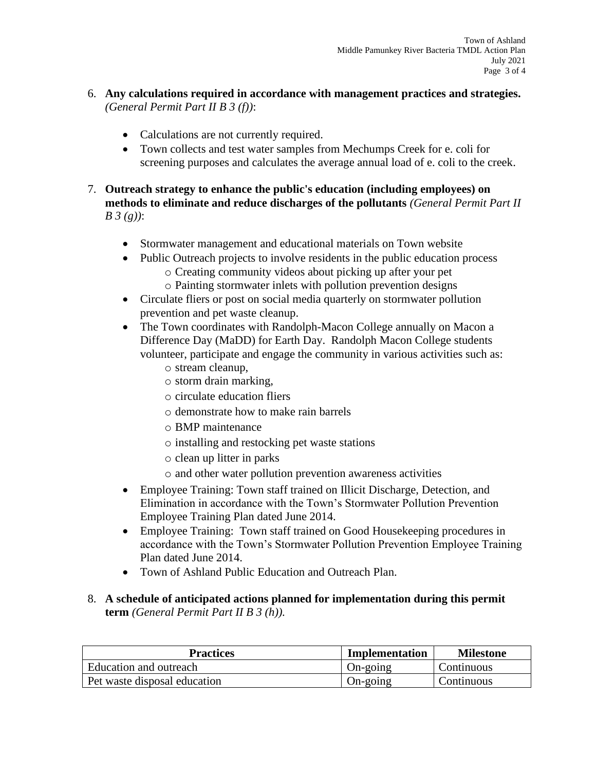6. **Any calculations required in accordance with management practices and strategies.** *(General Permit Part II B 3 (f))*:

    - Calculations are not currently required.
    - Town collects and test water samples from Mechumps Creek for e. coli for screening purposes and calculates the average annual load of e. coli to the creek.

7. **Outreach strategy to enhance the public's education (including employees) on methods to eliminate and reduce discharges of the pollutants** *(General Permit Part II B 3 (g))*:

    - Stormwater management and educational materials on Town website
    - Public Outreach projects to involve residents in the public education process
        - Creating community videos about picking up after your pet
        - Painting stormwater inlets with pollution prevention designs
    - Circulate fliers or post on social media quarterly on stormwater pollution prevention and pet waste cleanup.
    - The Town coordinates with Randolph-Macon College annually on Macon a Difference Day (MaDD) for Earth Day. Randolph Macon College students volunteer, participate and engage the community in various activities such as:
        - stream cleanup,
        - storm drain marking,
        - circulate education fliers
        - demonstrate how to make rain barrels
        - BMP maintenance
        - installing and restocking pet waste stations
        - clean up litter in parks
        - and other water pollution prevention awareness activities
    - Employee Training: Town staff trained on Illicit Discharge, Detection, and Elimination in accordance with the Town's Stormwater Pollution Prevention Employee Training Plan dated June 2014.
    - Employee Training: Town staff trained on Good Housekeeping procedures in accordance with the Town's Stormwater Pollution Prevention Employee Training Plan dated June 2014.
    - Town of Ashland Public Education and Outreach Plan.

8. **A schedule of anticipated actions planned for implementation during this permit term** *(General Permit Part II B 3 (h)).*

| Practices | Implementation | Milestone |
|---|---|---|
| Education and outreach | On-going | Continuous |
| Pet waste disposal education | On-going | Continuous |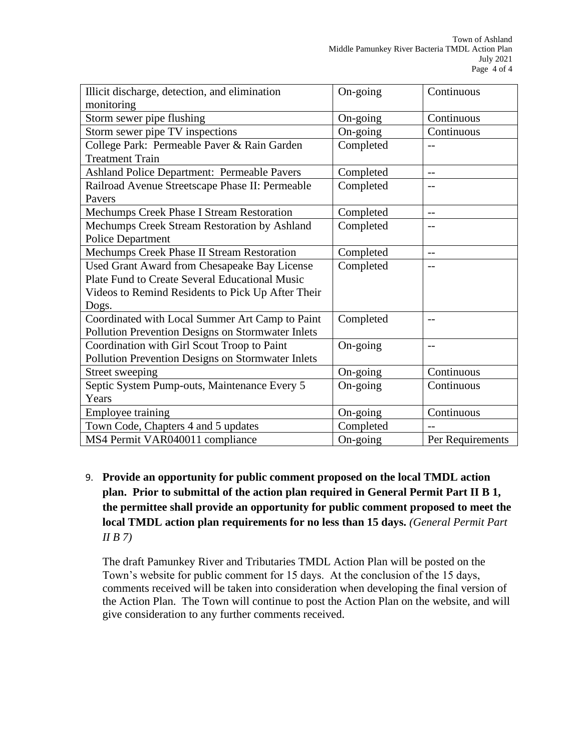| | | |
|---|---|---|
| Illicit discharge, detection, and elimination monitoring | On-going | Continuous |
| Storm sewer pipe flushing | On-going | Continuous |
| Storm sewer pipe TV inspections | On-going | Continuous |
| College Park: Permeable Paver & Rain Garden Treatment Train | Completed | -- |
| Ashland Police Department: Permeable Pavers | Completed | -- |
| Railroad Avenue Streetscape Phase II: Permeable Pavers | Completed | -- |
| Mechumps Creek Phase I Stream Restoration | Completed | -- |
| Mechumps Creek Stream Restoration by Ashland Police Department | Completed | -- |
| Mechumps Creek Phase II Stream Restoration | Completed | -- |
| Used Grant Award from Chesapeake Bay License Plate Fund to Create Several Educational Music Videos to Remind Residents to Pick Up After Their Dogs. | Completed | -- |
| Coordinated with Local Summer Art Camp to Paint Pollution Prevention Designs on Stormwater Inlets | Completed | -- |
| Coordination with Girl Scout Troop to Paint Pollution Prevention Designs on Stormwater Inlets | On-going | -- |
| Street sweeping | On-going | Continuous |
| Septic System Pump-outs, Maintenance Every 5 Years | On-going | Continuous |
| Employee training | On-going | Continuous |
| Town Code, Chapters 4 and 5 updates | Completed | -- |
| MS4 Permit VAR040011 compliance | On-going | Per Requirements |

9. **Provide an opportunity for public comment proposed on the local TMDL action plan. Prior to submittal of the action plan required in General Permit Part II B 1, the permittee shall provide an opportunity for public comment proposed to meet the local TMDL action plan requirements for no less than 15 days.** *(General Permit Part II B 7)*

   The draft Pamunkey River and Tributaries TMDL Action Plan will be posted on the Town's website for public comment for 15 days. At the conclusion of the 15 days, comments received will be taken into consideration when developing the final version of the Action Plan. The Town will continue to post the Action Plan on the website, and will give consideration to any further comments received.